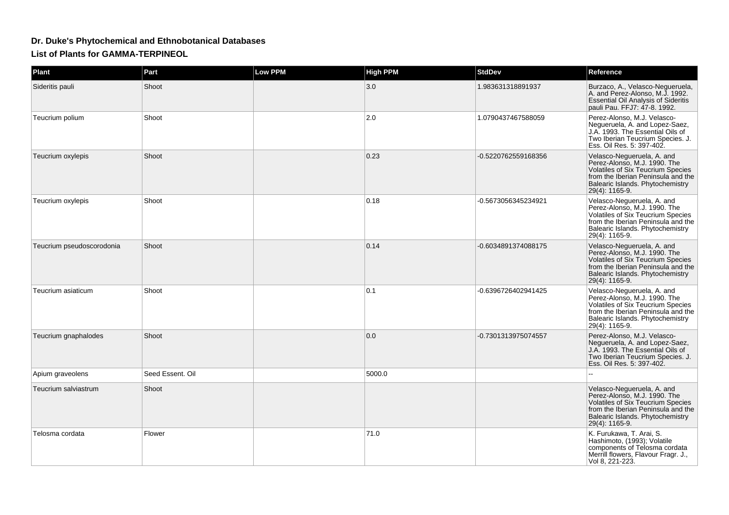## Dr. Duke's Phytochemical and Ethnobotanical Databases

### List of Plants for GAMMA-TERPINEOL

| Plant | Part | Low PPM | High PPM | StdDev | Reference |
|---|---|---|---|---|---|
| Sideritis pauli | Shoot | | 3.0 | 1.983631318891937 | Burzaco, A., Velasco-Negueruela, A. and Perez-Alonso, M.J. 1992. Essential Oil Analysis of Sideritis pauli Pau. FFJ7: 47-8. 1992. |
| Teucrium polium | Shoot | | 2.0 | 1.0790437467588059 | Perez-Alonso, M.J. Velasco-Negueruela, A. and Lopez-Saez, J.A. 1993. The Essential Oils of Two Iberian Teucrium Species. J. Ess. Oil Res. 5: 397-402. |
| Teucrium oxylepis | Shoot | | 0.23 | -0.5220762559168356 | Velasco-Negueruela, A. and Perez-Alonso, M.J. 1990. The Volatiles of Six Teucrium Species from the Iberian Peninsula and the Balearic Islands. Phytochemistry 29(4): 1165-9. |
| Teucrium oxylepis | Shoot | | 0.18 | -0.5673056345234921 | Velasco-Negueruela, A. and Perez-Alonso, M.J. 1990. The Volatiles of Six Teucrium Species from the Iberian Peninsula and the Balearic Islands. Phytochemistry 29(4): 1165-9. |
| Teucrium pseudoscorodonia | Shoot | | 0.14 | -0.6034891374088175 | Velasco-Negueruela, A. and Perez-Alonso, M.J. 1990. The Volatiles of Six Teucrium Species from the Iberian Peninsula and the Balearic Islands. Phytochemistry 29(4): 1165-9. |
| Teucrium asiaticum | Shoot | | 0.1 | -0.6396726402941425 | Velasco-Negueruela, A. and Perez-Alonso, M.J. 1990. The Volatiles of Six Teucrium Species from the Iberian Peninsula and the Balearic Islands. Phytochemistry 29(4): 1165-9. |
| Teucrium gnaphalodes | Shoot | | 0.0 | -0.7301313975074557 | Perez-Alonso, M.J. Velasco-Negueruela, A. and Lopez-Saez, J.A. 1993. The Essential Oils of Two Iberian Teucrium Species. J. Ess. Oil Res. 5: 397-402. |
| Apium graveolens | Seed Essent. Oil | | 5000.0 | | -- |
| Teucrium salviastrum | Shoot | | | | Velasco-Negueruela, A. and Perez-Alonso, M.J. 1990. The Volatiles of Six Teucrium Species from the Iberian Peninsula and the Balearic Islands. Phytochemistry 29(4): 1165-9. |
| Telosma cordata | Flower | | 71.0 | | K. Furukawa, T. Arai, S. Hashimoto, (1993); Volatile components of Telosma cordata Merrill flowers, Flavour Fragr. J., Vol 8, 221-223. |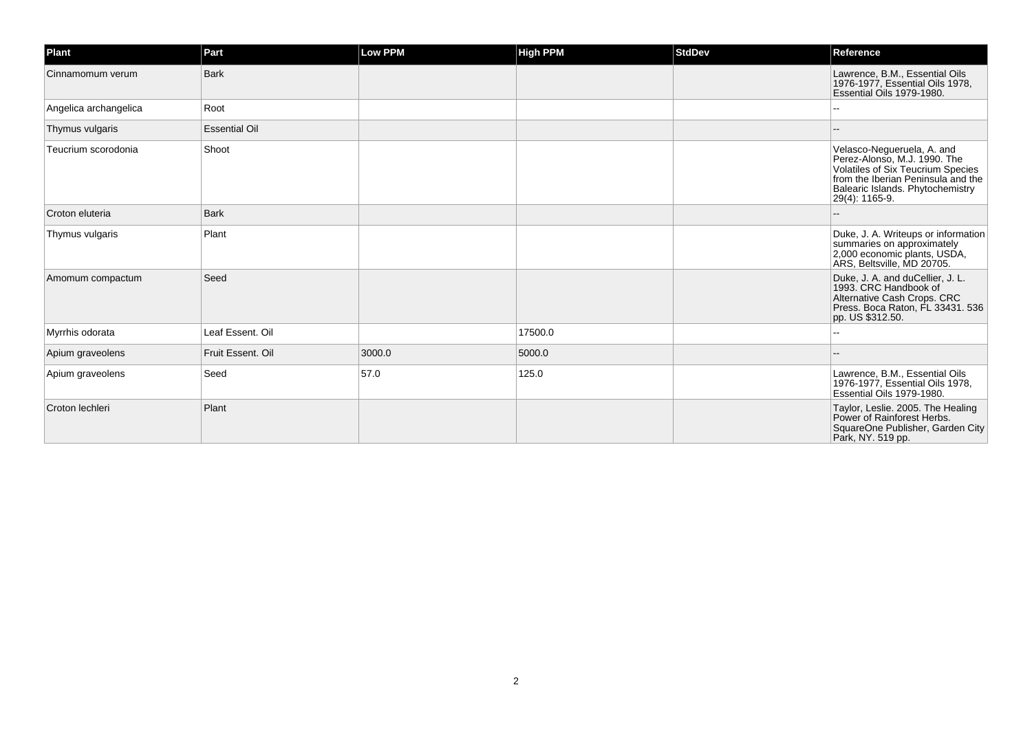| Plant | Part | Low PPM | High PPM | StdDev | Reference |
| --- | --- | --- | --- | --- | --- |
| Cinnamomum verum | Bark | | | | Lawrence, B.M., Essential Oils 1976-1977, Essential Oils 1978, Essential Oils 1979-1980. |
| Angelica archangelica | Root | | | | -- |
| Thymus vulgaris | Essential Oil | | | | -- |
| Teucrium scorodonia | Shoot | | | | Velasco-Negueruela, A. and Perez-Alonso, M.J. 1990. The Volatiles of Six Teucrium Species from the Iberian Peninsula and the Balearic Islands. Phytochemistry 29(4): 1165-9. |
| Croton eluteria | Bark | | | | -- |
| Thymus vulgaris | Plant | | | | Duke, J. A. Writeups or information summaries on approximately 2,000 economic plants, USDA, ARS, Beltsville, MD 20705. |
| Amomum compactum | Seed | | | | Duke, J. A. and duCellier, J. L. 1993. CRC Handbook of Alternative Cash Crops. CRC Press. Boca Raton, FL 33431. 536 pp. US $312.50. |
| Myrrhis odorata | Leaf Essent. Oil | | 17500.0 | | -- |
| Apium graveolens | Fruit Essent. Oil | 3000.0 | 5000.0 | | -- |
| Apium graveolens | Seed | 57.0 | 125.0 | | Lawrence, B.M., Essential Oils 1976-1977, Essential Oils 1978, Essential Oils 1979-1980. |
| Croton lechleri | Plant | | | | Taylor, Leslie. 2005. The Healing Power of Rainforest Herbs. SquareOne Publisher, Garden City Park, NY. 519 pp. |